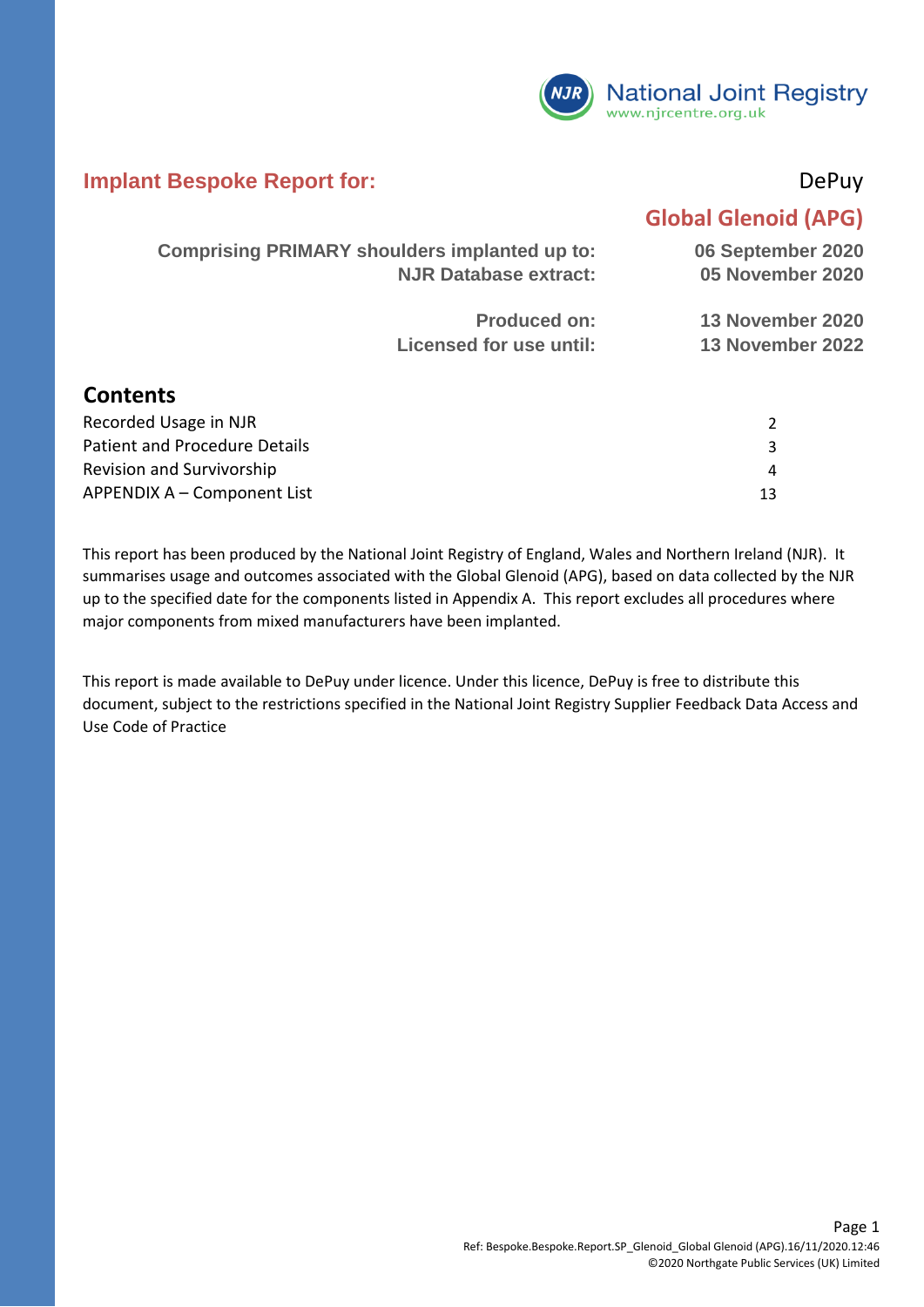National Joint Registry
www.njrcentre.org.uk

## Implant Bespoke Report for: DePuy

## Global Glenoid (APG)

| | |
|---|---|
| **Comprising PRIMARY shoulders implanted up to:** | **06 September 2020** |
| **NJR Database extract:** | **05 November 2020** |
| **Produced on:** | **13 November 2020** |
| **Licensed for use until:** | **13 November 2022** |

## Contents

| | |
|---|---|
| Recorded Usage in NJR | 2 |
| Patient and Procedure Details | 3 |
| Revision and Survivorship | 4 |
| APPENDIX A – Component List | 13 |

This report has been produced by the National Joint Registry of England, Wales and Northern Ireland (NJR). It summarises usage and outcomes associated with the Global Glenoid (APG), based on data collected by the NJR up to the specified date for the components listed in Appendix A. This report excludes all procedures where major components from mixed manufacturers have been implanted.

This report is made available to DePuy under licence. Under this licence, DePuy is free to distribute this document, subject to the restrictions specified in the National Joint Registry Supplier Feedback Data Access and Use Code of Practice

Ref: Bespoke.Bespoke.Report.SP_Glenoid_Global Glenoid (APG).16/11/2020.12:46
©2020 Northgate Public Services (UK) Limited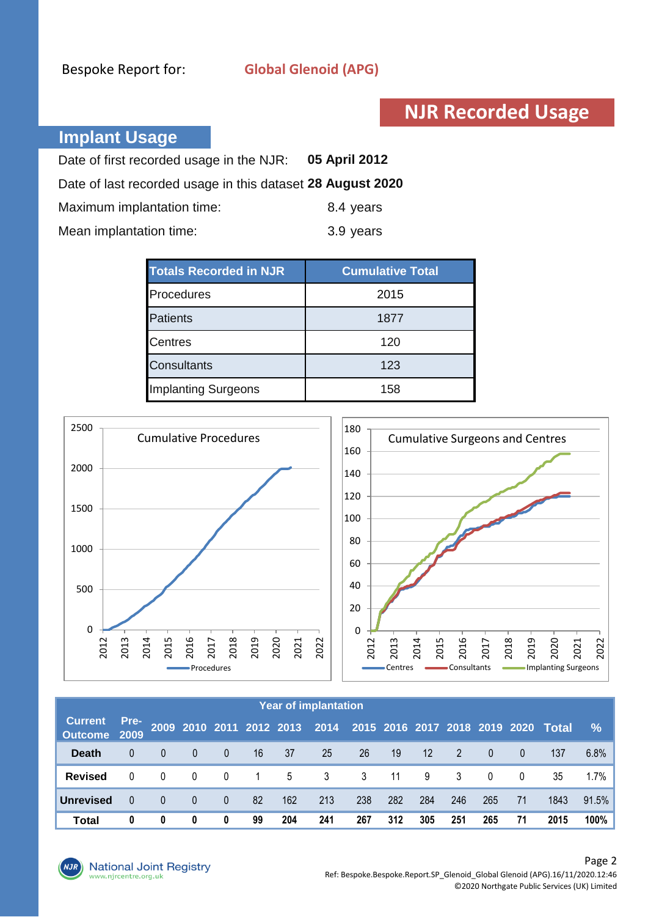Bespoke Report for: **Global Glenoid (APG)**

# NJR Recorded Usage

## Implant Usage

Date of first recorded usage in the NJR: **05 April 2012**

Date of last recorded usage in this dataset **28 August 2020**

Maximum implantation time: 8.4 years

Mean implantation time: 3.9 years

| Totals Recorded in NJR | Cumulative Total |
|---|---|
| Procedures | 2015 |
| Patients | 1877 |
| Centres | 120 |
| Consultants | 123 |
| Implanting Surgeons | 158 |

Cumulative Procedures

Cumulative Surgeons and Centres

| Current Outcome | Pre-2009 | 2009 | 2010 | 2011 | 2012 | 2013 | 2014 | 2015 | 2016 | 2017 | 2018 | 2019 | 2020 | Total | % |
|---|---|---|---|---|---|---|---|---|---|---|---|---|---|---|---|
| | Year of implantation | | | | | | | | | | | | | | |
| **Death** | 0 | 0 | 0 | 0 | 16 | 37 | 25 | 26 | 19 | 12 | 2 | 0 | 0 | 137 | 6.8% |
| **Revised** | 0 | 0 | 0 | 0 | 1 | 5 | 3 | 3 | 11 | 9 | 3 | 0 | 0 | 35 | 1.7% |
| **Unrevised** | 0 | 0 | 0 | 0 | 82 | 162 | 213 | 238 | 282 | 284 | 246 | 265 | 71 | 1843 | 91.5% |
| **Total** | **0** | **0** | **0** | **0** | **99** | **204** | **241** | **267** | **312** | **305** | **251** | **265** | **71** | **2015** | **100%** |

Ref: Bespoke.Bespoke.Report.SP_Glenoid_Global Glenoid (APG).16/11/2020.12:46

©2020 Northgate Public Services (UK) Limited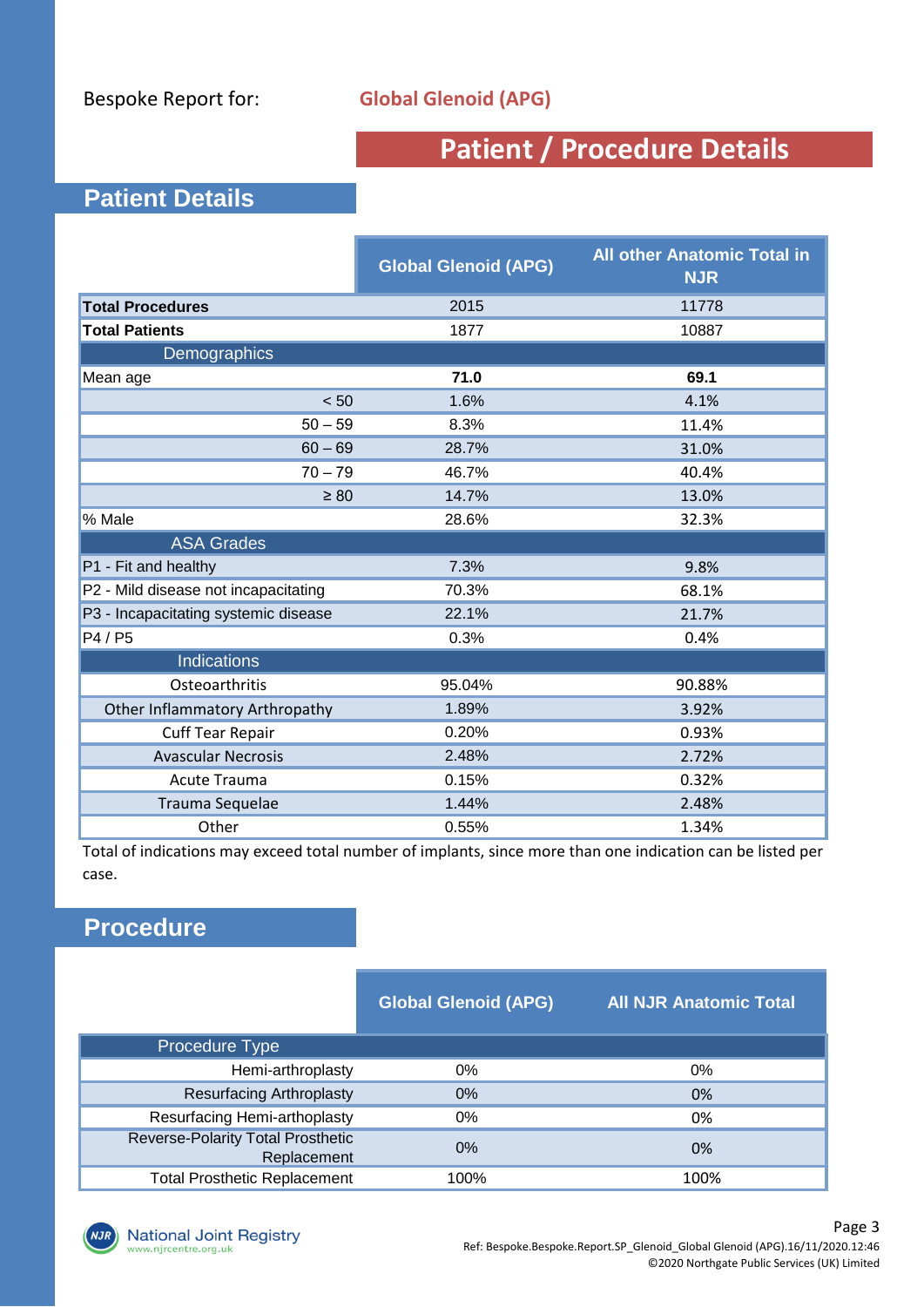Bespoke Report for: **Global Glenoid (APG)**

# Patient / Procedure Details

## Patient Details

| | Global Glenoid (APG) | All other Anatomic Total in NJR |
|---|---|---|
| **Total Procedures** | 2015 | 11778 |
| **Total Patients** | 1877 | 10887 |
| Demographics | | |
| Mean age | **71.0** | **69.1** |
| < 50 | 1.6% | 4.1% |
| 50 – 59 | 8.3% | 11.4% |
| 60 – 69 | 28.7% | 31.0% |
| 70 – 79 | 46.7% | 40.4% |
| ≥ 80 | 14.7% | 13.0% |
| % Male | 28.6% | 32.3% |
| ASA Grades | | |
| P1 - Fit and healthy | 7.3% | 9.8% |
| P2 - Mild disease not incapacitating | 70.3% | 68.1% |
| P3 - Incapacitating systemic disease | 22.1% | 21.7% |
| P4 / P5 | 0.3% | 0.4% |
| Indications | | |
| Osteoarthritis | 95.04% | 90.88% |
| Other Inflammatory Arthropathy | 1.89% | 3.92% |
| Cuff Tear Repair | 0.20% | 0.93% |
| Avascular Necrosis | 2.48% | 2.72% |
| Acute Trauma | 0.15% | 0.32% |
| Trauma Sequelae | 1.44% | 2.48% |
| Other | 0.55% | 1.34% |

Total of indications may exceed total number of implants, since more than one indication can be listed per case.

## Procedure

| | Global Glenoid (APG) | All NJR Anatomic Total |
|---|---|---|
| Procedure Type | | |
| Hemi-arthroplasty | 0% | 0% |
| Resurfacing Arthroplasty | 0% | 0% |
| Resurfacing Hemi-arthoplasty | 0% | 0% |
| Reverse-Polarity Total Prosthetic Replacement | 0% | 0% |
| Total Prosthetic Replacement | 100% | 100% |

Ref: Bespoke.Bespoke.Report.SP_Glenoid_Global Glenoid (APG).16/11/2020.12:46
©2020 Northgate Public Services (UK) Limited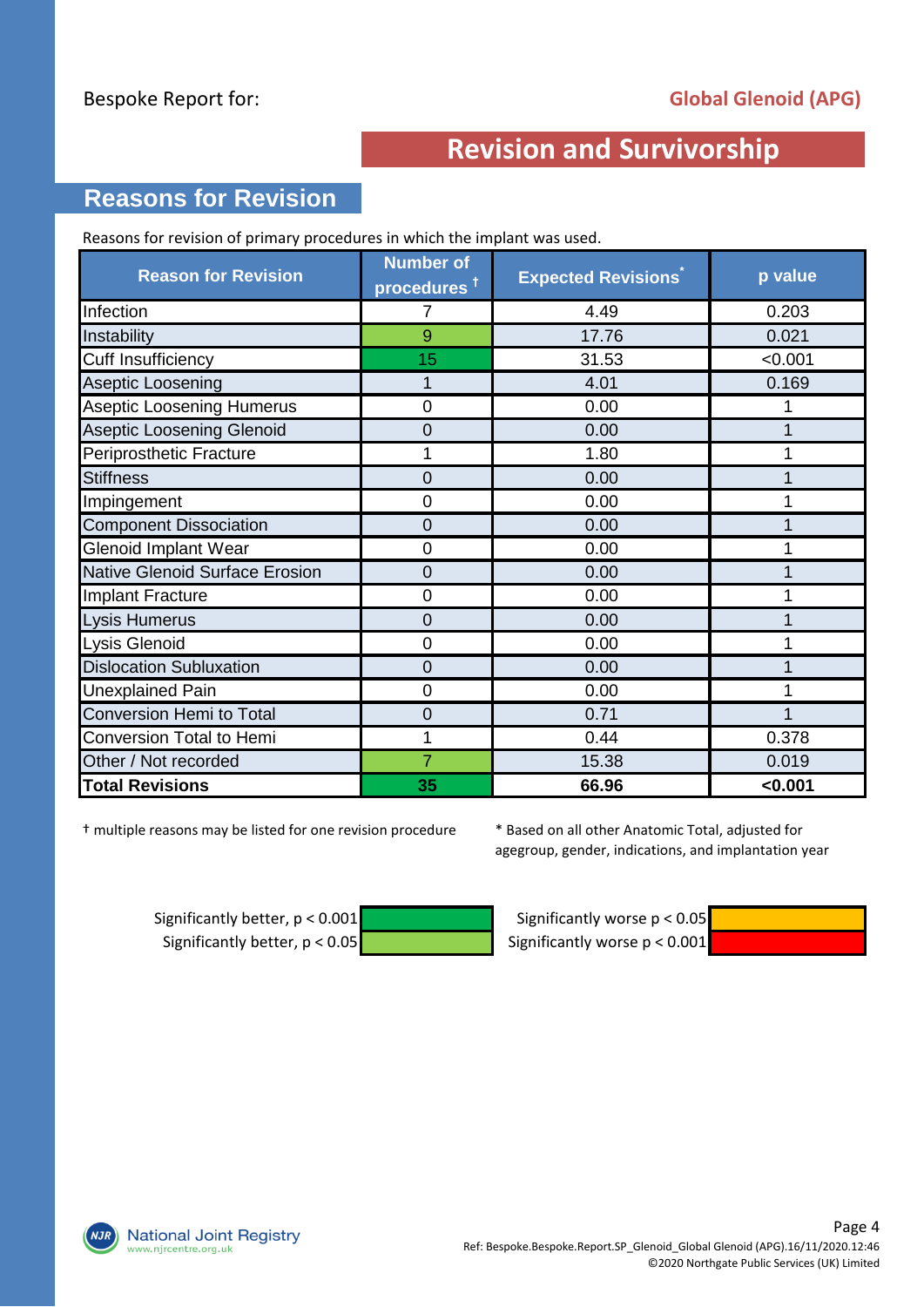Bespoke Report for: **Global Glenoid (APG)**

# Revision and Survivorship

## Reasons for Revision

Reasons for revision of primary procedures in which the implant was used.

| Reason for Revision | Number of procedures † | Expected Revisions* | p value |
|---|---|---|---|
| Infection | 7 | 4.49 | 0.203 |
| Instability | 9 | 17.76 | 0.021 |
| Cuff Insufficiency | 15 | 31.53 | <0.001 |
| Aseptic Loosening | 1 | 4.01 | 0.169 |
| Aseptic Loosening Humerus | 0 | 0.00 | 1 |
| Aseptic Loosening Glenoid | 0 | 0.00 | 1 |
| Periprosthetic Fracture | 1 | 1.80 | 1 |
| Stiffness | 0 | 0.00 | 1 |
| Impingement | 0 | 0.00 | 1 |
| Component Dissociation | 0 | 0.00 | 1 |
| Glenoid Implant Wear | 0 | 0.00 | 1 |
| Native Glenoid Surface Erosion | 0 | 0.00 | 1 |
| Implant Fracture | 0 | 0.00 | 1 |
| Lysis Humerus | 0 | 0.00 | 1 |
| Lysis Glenoid | 0 | 0.00 | 1 |
| Dislocation Subluxation | 0 | 0.00 | 1 |
| Unexplained Pain | 0 | 0.00 | 1 |
| Conversion Hemi to Total | 0 | 0.71 | 1 |
| Conversion Total to Hemi | 1 | 0.44 | 0.378 |
| Other / Not recorded | 7 | 15.38 | 0.019 |
| **Total Revisions** | **35** | **66.96** | **<0.001** |

† multiple reasons may be listed for one revision procedure

* Based on all other Anatomic Total, adjusted for agegroup, gender, indications, and implantation year

| Legend | | Legend | |
|---|---|---|---|
| Significantly better, $p < 0.001$ | (dark green) | Significantly worse $p < 0.05$ | (amber) |
| Significantly better, $p < 0.05$ | (light green) | Significantly worse $p < 0.001$ | (red) |

Ref: Bespoke.Bespoke.Report.SP_Glenoid_Global Glenoid (APG).16/11/2020.12:46

©2020 Northgate Public Services (UK) Limited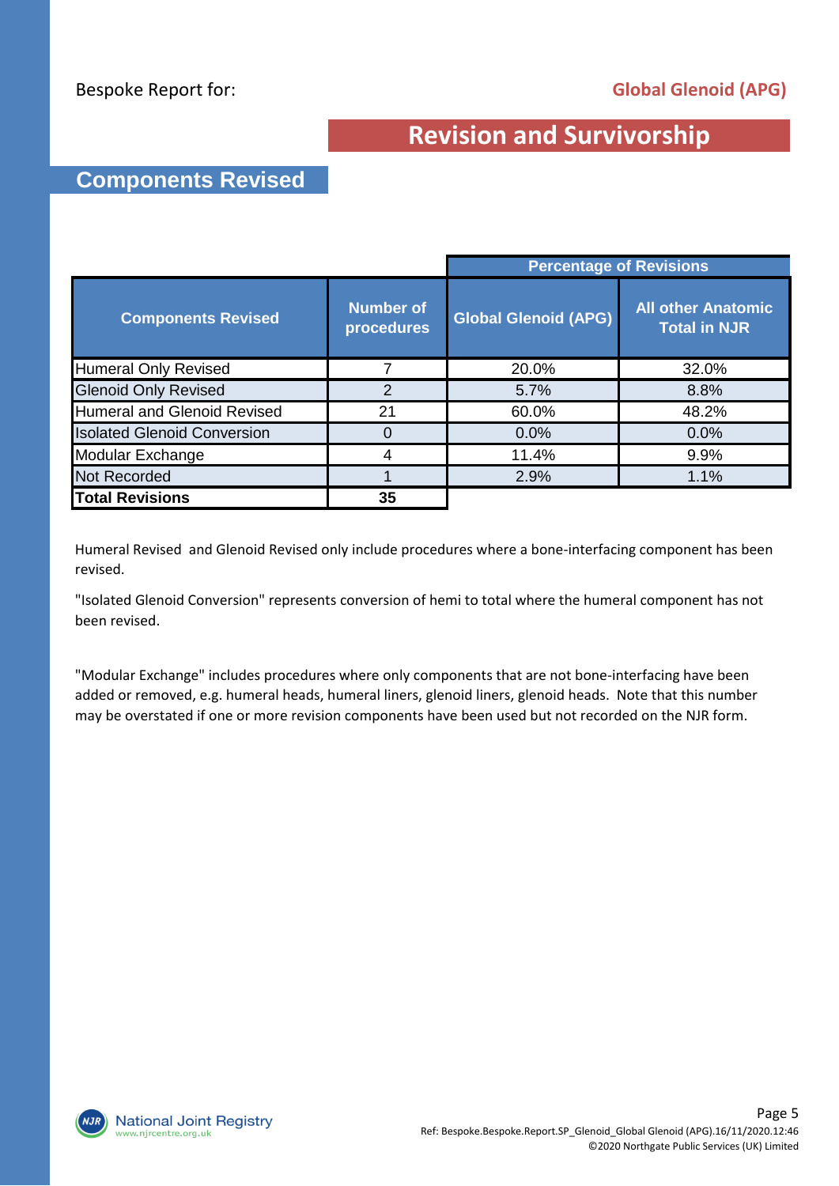Bespoke Report for: **Global Glenoid (APG)**

# Revision and Survivorship

## Components Revised

| Components Revised | Number of procedures | Percentage of Revisions | |
|---|---|---|---|
| | | Global Glenoid (APG) | All other Anatomic Total in NJR |
| Humeral Only Revised | 7 | 20.0% | 32.0% |
| Glenoid Only Revised | 2 | 5.7% | 8.8% |
| Humeral and Glenoid Revised | 21 | 60.0% | 48.2% |
| Isolated Glenoid Conversion | 0 | 0.0% | 0.0% |
| Modular Exchange | 4 | 11.4% | 9.9% |
| Not Recorded | 1 | 2.9% | 1.1% |
| **Total Revisions** | **35** | | |

Humeral Revised and Glenoid Revised only include procedures where a bone-interfacing component has been revised.

"Isolated Glenoid Conversion" represents conversion of hemi to total where the humeral component has not been revised.

"Modular Exchange" includes procedures where only components that are not bone-interfacing have been added or removed, e.g. humeral heads, humeral liners, glenoid liners, glenoid heads. Note that this number may be overstated if one or more revision components have been used but not recorded on the NJR form.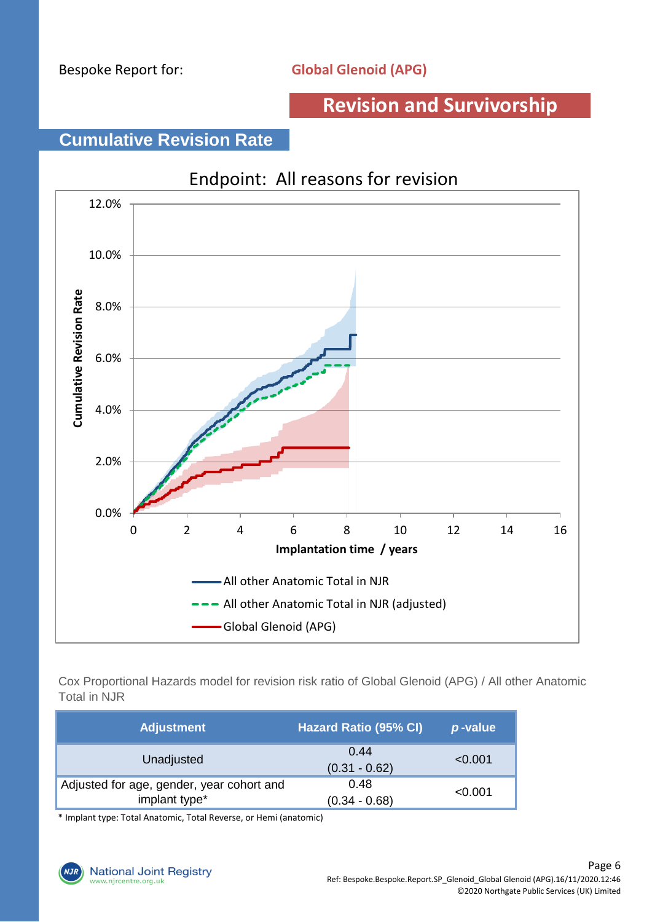Bespoke Report for: **Global Glenoid (APG)**

# Revision and Survivorship

## Cumulative Revision Rate

Endpoint: All reasons for revision

Cox Proportional Hazards model for revision risk ratio of Global Glenoid (APG) / All other Anatomic Total in NJR

| Adjustment | Hazard Ratio (95% CI) | *p*-value |
|---|---|---|
| Unadjusted | 0.44 (0.31 - 0.62) | <0.001 |
| Adjusted for age, gender, year cohort and implant type* | 0.48 (0.34 - 0.68) | <0.001 |

\* Implant type: Total Anatomic, Total Reverse, or Hemi (anatomic)

Ref: Bespoke.Bespoke.Report.SP_Glenoid_Global Glenoid (APG).16/11/2020.12:46
©2020 Northgate Public Services (UK) Limited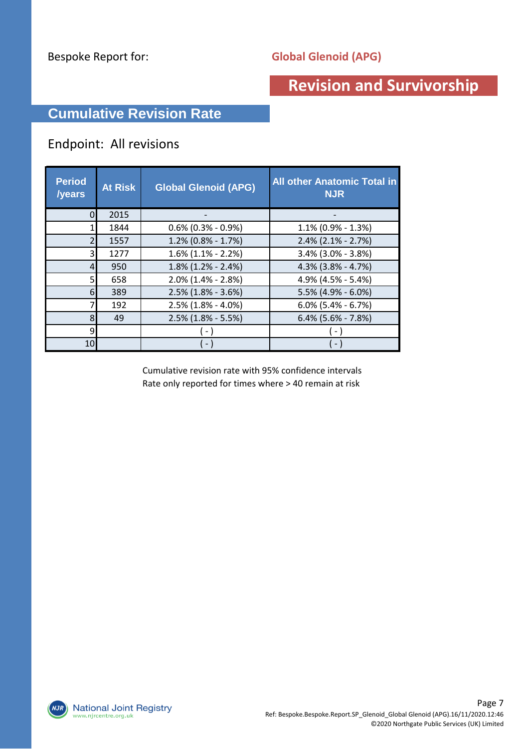Bespoke Report for: **Global Glenoid (APG)**

# Revision and Survivorship

## Cumulative Revision Rate

Endpoint: All revisions

| Period /years | At Risk | Global Glenoid (APG) | All other Anatomic Total in NJR |
|---|---|---|---|
| 0 | 2015 | - | - |
| 1 | 1844 | 0.6% (0.3% - 0.9%) | 1.1% (0.9% - 1.3%) |
| 2 | 1557 | 1.2% (0.8% - 1.7%) | 2.4% (2.1% - 2.7%) |
| 3 | 1277 | 1.6% (1.1% - 2.2%) | 3.4% (3.0% - 3.8%) |
| 4 | 950 | 1.8% (1.2% - 2.4%) | 4.3% (3.8% - 4.7%) |
| 5 | 658 | 2.0% (1.4% - 2.8%) | 4.9% (4.5% - 5.4%) |
| 6 | 389 | 2.5% (1.8% - 3.6%) | 5.5% (4.9% - 6.0%) |
| 7 | 192 | 2.5% (1.8% - 4.0%) | 6.0% (5.4% - 6.7%) |
| 8 | 49 | 2.5% (1.8% - 5.5%) | 6.4% (5.6% - 7.8%) |
| 9 | | ( - ) | ( - ) |
| 10 | | ( - ) | ( - ) |

Cumulative revision rate with 95% confidence intervals
Rate only reported for times where > 40 remain at risk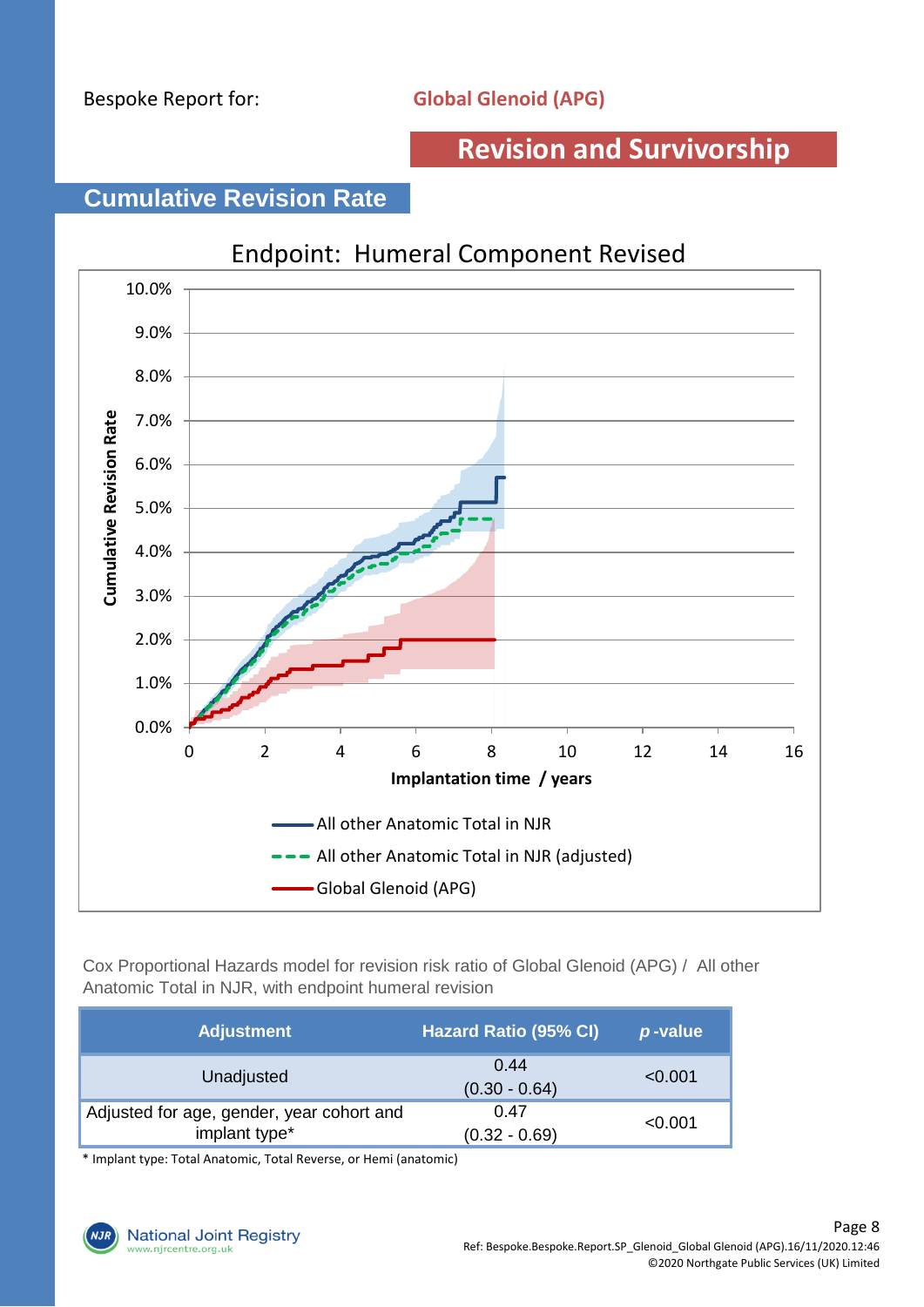Bespoke Report for: **Global Glenoid (APG)**

## Revision and Survivorship

## Cumulative Revision Rate

Endpoint: Humeral Component Revised

Cox Proportional Hazards model for revision risk ratio of Global Glenoid (APG) / All other Anatomic Total in NJR, with endpoint humeral revision

| Adjustment | Hazard Ratio (95% CI) | *p*-value |
|---|---|---|
| Unadjusted | 0.44 (0.30 - 0.64) | <0.001 |
| Adjusted for age, gender, year cohort and implant type* | 0.47 (0.32 - 0.69) | <0.001 |

* Implant type: Total Anatomic, Total Reverse, or Hemi (anatomic)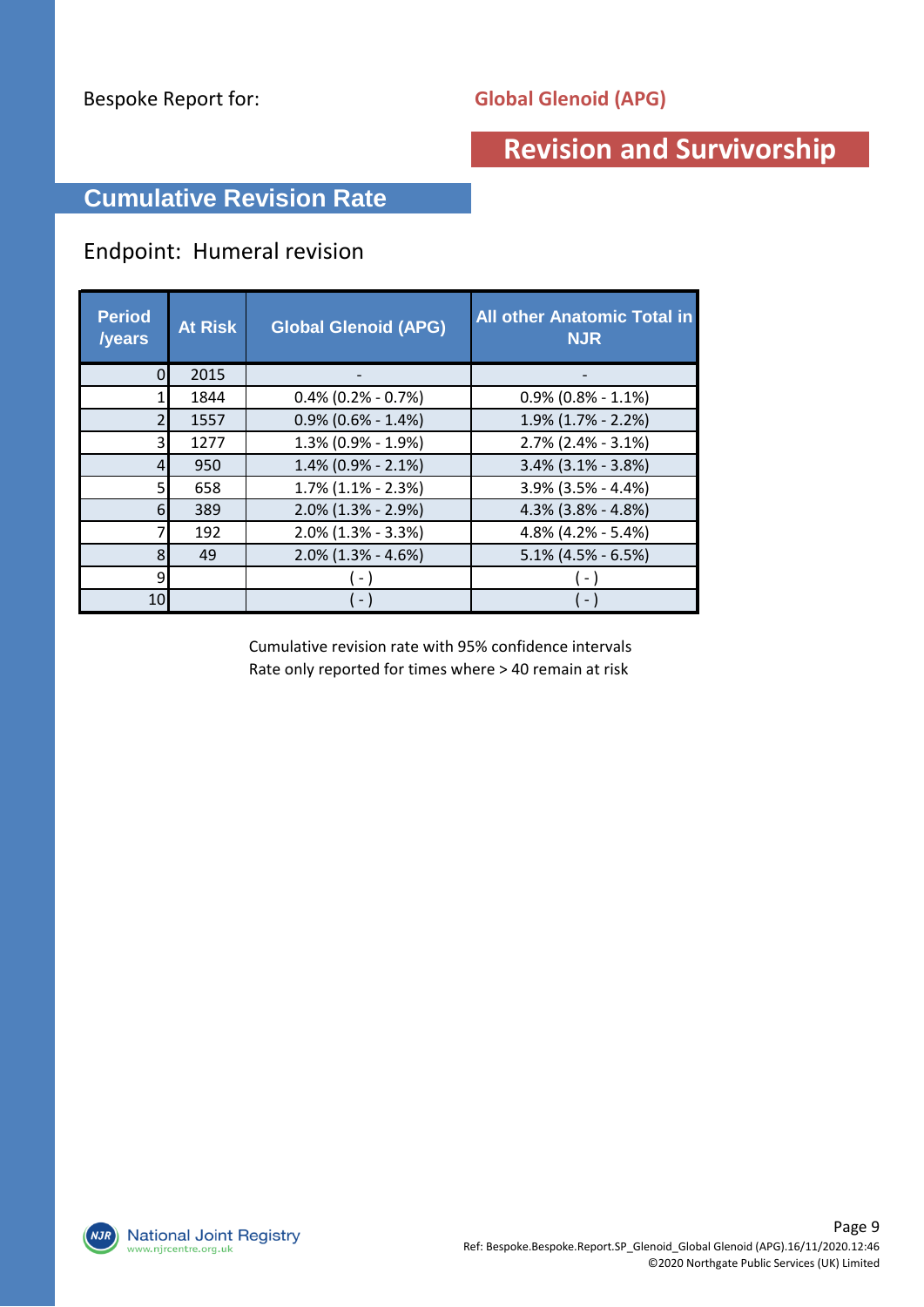Bespoke Report for: **Global Glenoid (APG)**

# Revision and Survivorship

## Cumulative Revision Rate

### Endpoint: Humeral revision

| Period /years | At Risk | Global Glenoid (APG) | All other Anatomic Total in NJR |
|---|---|---|---|
| 0 | 2015 | - | - |
| 1 | 1844 | 0.4% (0.2% - 0.7%) | 0.9% (0.8% - 1.1%) |
| 2 | 1557 | 0.9% (0.6% - 1.4%) | 1.9% (1.7% - 2.2%) |
| 3 | 1277 | 1.3% (0.9% - 1.9%) | 2.7% (2.4% - 3.1%) |
| 4 | 950 | 1.4% (0.9% - 2.1%) | 3.4% (3.1% - 3.8%) |
| 5 | 658 | 1.7% (1.1% - 2.3%) | 3.9% (3.5% - 4.4%) |
| 6 | 389 | 2.0% (1.3% - 2.9%) | 4.3% (3.8% - 4.8%) |
| 7 | 192 | 2.0% (1.3% - 3.3%) | 4.8% (4.2% - 5.4%) |
| 8 | 49 | 2.0% (1.3% - 4.6%) | 5.1% (4.5% - 6.5%) |
| 9 | | ( - ) | ( - ) |
| 10 | | ( - ) | ( - ) |

Cumulative revision rate with 95% confidence intervals
Rate only reported for times where > 40 remain at risk

National Joint Registry
www.njrcentre.org.uk

Ref: Bespoke.Bespoke.Report.SP_Glenoid_Global Glenoid (APG).16/11/2020.12:46
©2020 Northgate Public Services (UK) Limited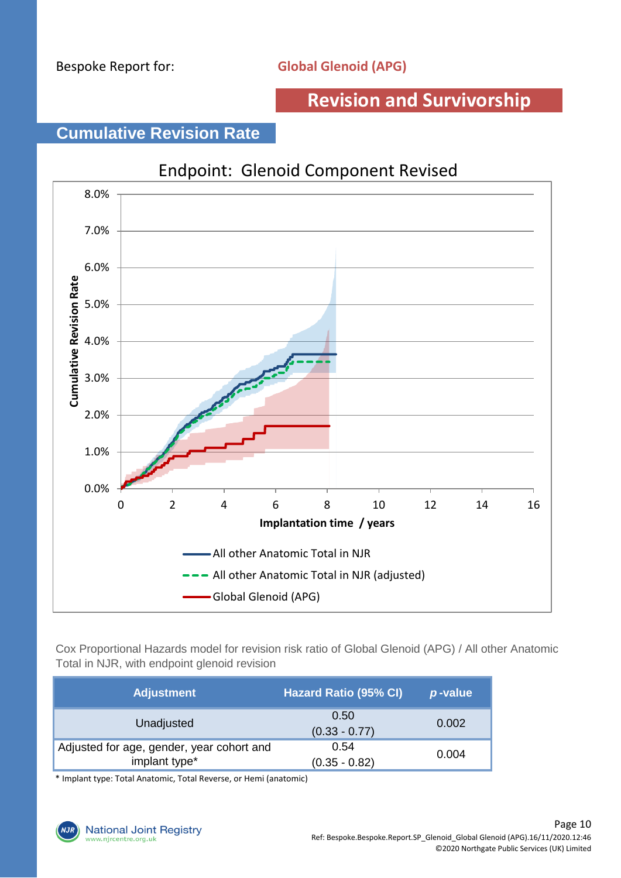Bespoke Report for: **Global Glenoid (APG)**

## Revision and Survivorship

### Cumulative Revision Rate

Endpoint: Glenoid Component Revised

Cumulative Revision Rate

Implantation time / years

- All other Anatomic Total in NJR
- All other Anatomic Total in NJR (adjusted)
- Global Glenoid (APG)

Cox Proportional Hazards model for revision risk ratio of Global Glenoid (APG) / All other Anatomic Total in NJR, with endpoint glenoid revision

| Adjustment | Hazard Ratio (95% CI) | *p*-value |
|---|---|---|
| Unadjusted | 0.50 (0.33 - 0.77) | 0.002 |
| Adjusted for age, gender, year cohort and implant type* | 0.54 (0.35 - 0.82) | 0.004 |

* Implant type: Total Anatomic, Total Reverse, or Hemi (anatomic)

National Joint Registry
www.njrcentre.org.uk

Ref: Bespoke.Bespoke.Report.SP_Glenoid_Global Glenoid (APG).16/11/2020.12:46
©2020 Northgate Public Services (UK) Limited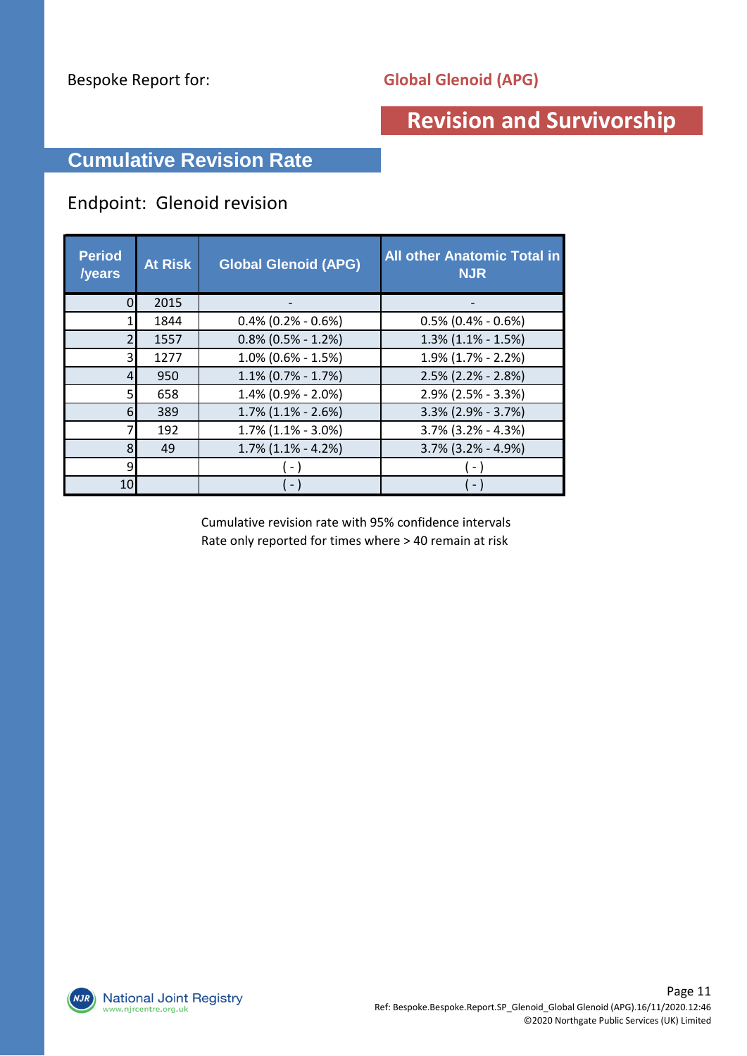Bespoke Report for: **Global Glenoid (APG)**

# Revision and Survivorship

## Cumulative Revision Rate

Endpoint: Glenoid revision

| Period /years | At Risk | Global Glenoid (APG) | All other Anatomic Total in NJR |
|---|---|---|---|
| 0 | 2015 | - | - |
| 1 | 1844 | 0.4% (0.2% - 0.6%) | 0.5% (0.4% - 0.6%) |
| 2 | 1557 | 0.8% (0.5% - 1.2%) | 1.3% (1.1% - 1.5%) |
| 3 | 1277 | 1.0% (0.6% - 1.5%) | 1.9% (1.7% - 2.2%) |
| 4 | 950 | 1.1% (0.7% - 1.7%) | 2.5% (2.2% - 2.8%) |
| 5 | 658 | 1.4% (0.9% - 2.0%) | 2.9% (2.5% - 3.3%) |
| 6 | 389 | 1.7% (1.1% - 2.6%) | 3.3% (2.9% - 3.7%) |
| 7 | 192 | 1.7% (1.1% - 3.0%) | 3.7% (3.2% - 4.3%) |
| 8 | 49 | 1.7% (1.1% - 4.2%) | 3.7% (3.2% - 4.9%) |
| 9 | | ( - ) | ( - ) |
| 10 | | ( - ) | ( - ) |

Cumulative revision rate with 95% confidence intervals
Rate only reported for times where > 40 remain at risk

Ref: Bespoke.Bespoke.Report.SP_Glenoid_Global Glenoid (APG).16/11/2020.12:46
©2020 Northgate Public Services (UK) Limited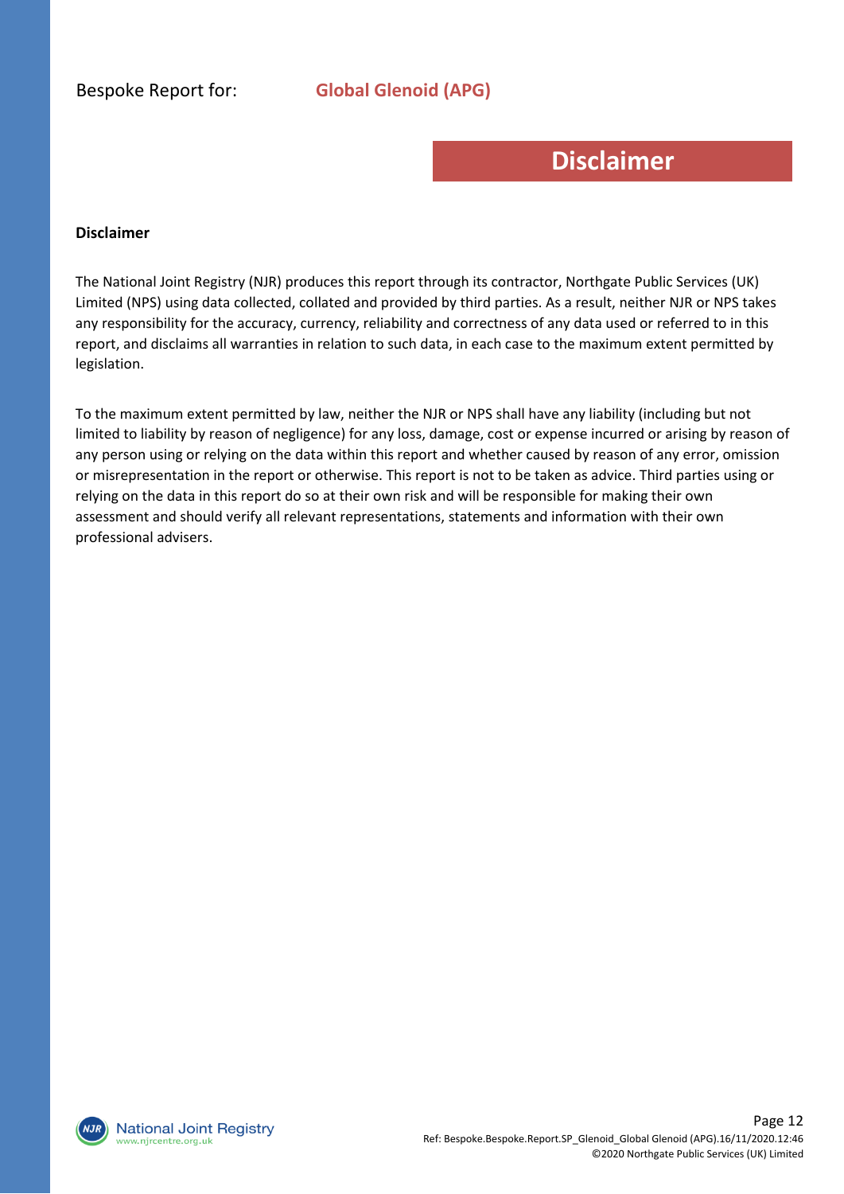Bespoke Report for: **Global Glenoid (APG)**

# Disclaimer

**Disclaimer**

The National Joint Registry (NJR) produces this report through its contractor, Northgate Public Services (UK) Limited (NPS) using data collected, collated and provided by third parties. As a result, neither NJR or NPS takes any responsibility for the accuracy, currency, reliability and correctness of any data used or referred to in this report, and disclaims all warranties in relation to such data, in each case to the maximum extent permitted by legislation.

To the maximum extent permitted by law, neither the NJR or NPS shall have any liability (including but not limited to liability by reason of negligence) for any loss, damage, cost or expense incurred or arising by reason of any person using or relying on the data within this report and whether caused by reason of any error, omission or misrepresentation in the report or otherwise. This report is not to be taken as advice. Third parties using or relying on the data in this report do so at their own risk and will be responsible for making their own assessment and should verify all relevant representations, statements and information with their own professional advisers.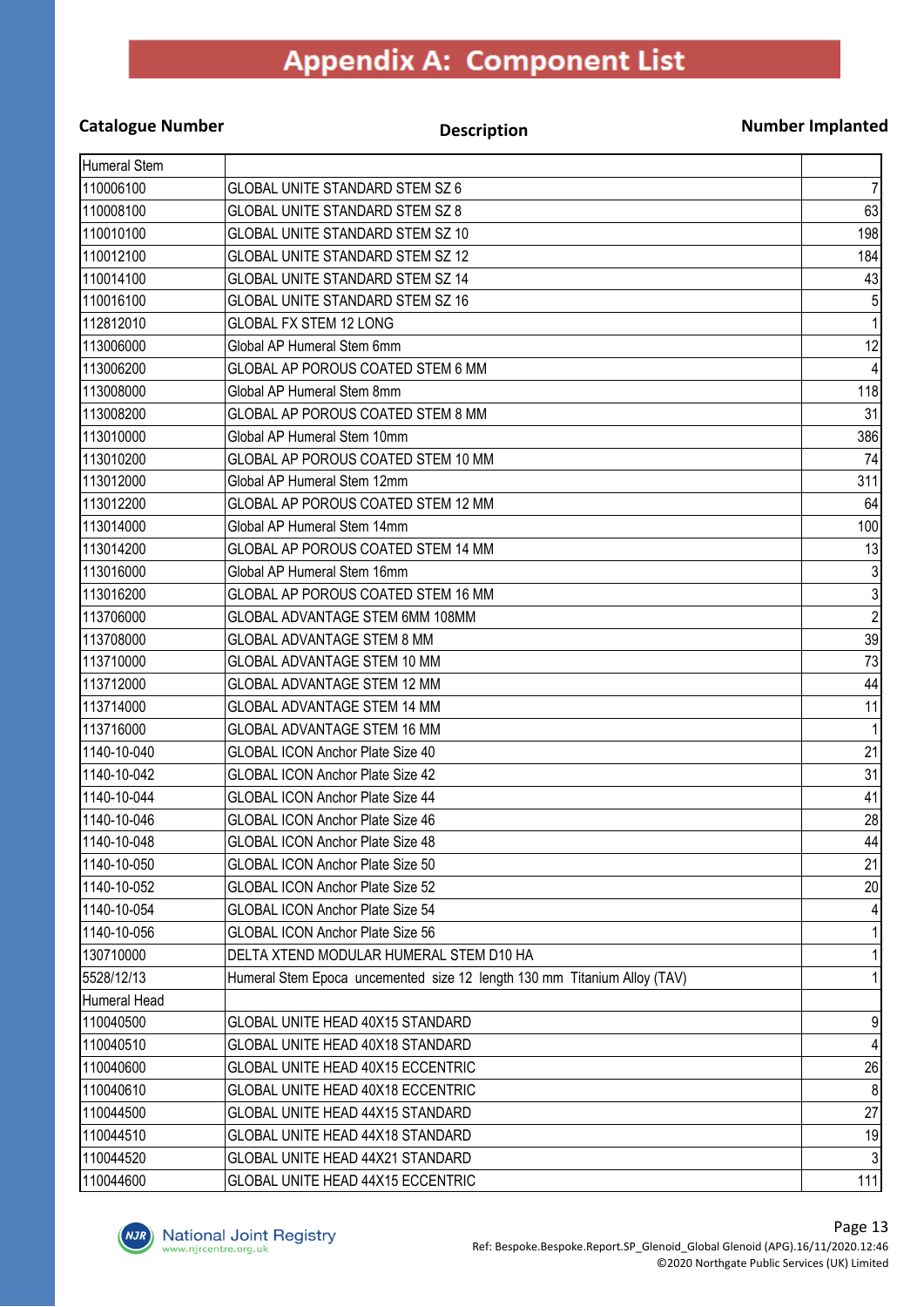# Appendix A: Component List

| Catalogue Number | Description | Number Implanted |
|---|---|---|
| Humeral Stem | | |
| 110006100 | GLOBAL UNITE STANDARD STEM SZ 6 | 7 |
| 110008100 | GLOBAL UNITE STANDARD STEM SZ 8 | 63 |
| 110010100 | GLOBAL UNITE STANDARD STEM SZ 10 | 198 |
| 110012100 | GLOBAL UNITE STANDARD STEM SZ 12 | 184 |
| 110014100 | GLOBAL UNITE STANDARD STEM SZ 14 | 43 |
| 110016100 | GLOBAL UNITE STANDARD STEM SZ 16 | 5 |
| 112812010 | GLOBAL FX STEM 12 LONG | 1 |
| 113006000 | Global AP Humeral Stem 6mm | 12 |
| 113006200 | GLOBAL AP POROUS COATED STEM 6 MM | 4 |
| 113008000 | Global AP Humeral Stem 8mm | 118 |
| 113008200 | GLOBAL AP POROUS COATED STEM 8 MM | 31 |
| 113010000 | Global AP Humeral Stem 10mm | 386 |
| 113010200 | GLOBAL AP POROUS COATED STEM 10 MM | 74 |
| 113012000 | Global AP Humeral Stem 12mm | 311 |
| 113012200 | GLOBAL AP POROUS COATED STEM 12 MM | 64 |
| 113014000 | Global AP Humeral Stem 14mm | 100 |
| 113014200 | GLOBAL AP POROUS COATED STEM 14 MM | 13 |
| 113016000 | Global AP Humeral Stem 16mm | 3 |
| 113016200 | GLOBAL AP POROUS COATED STEM 16 MM | 3 |
| 113706000 | GLOBAL ADVANTAGE STEM 6MM 108MM | 2 |
| 113708000 | GLOBAL ADVANTAGE STEM 8 MM | 39 |
| 113710000 | GLOBAL ADVANTAGE STEM 10 MM | 73 |
| 113712000 | GLOBAL ADVANTAGE STEM 12 MM | 44 |
| 113714000 | GLOBAL ADVANTAGE STEM 14 MM | 11 |
| 113716000 | GLOBAL ADVANTAGE STEM 16 MM | 1 |
| 1140-10-040 | GLOBAL ICON Anchor Plate Size 40 | 21 |
| 1140-10-042 | GLOBAL ICON Anchor Plate Size 42 | 31 |
| 1140-10-044 | GLOBAL ICON Anchor Plate Size 44 | 41 |
| 1140-10-046 | GLOBAL ICON Anchor Plate Size 46 | 28 |
| 1140-10-048 | GLOBAL ICON Anchor Plate Size 48 | 44 |
| 1140-10-050 | GLOBAL ICON Anchor Plate Size 50 | 21 |
| 1140-10-052 | GLOBAL ICON Anchor Plate Size 52 | 20 |
| 1140-10-054 | GLOBAL ICON Anchor Plate Size 54 | 4 |
| 1140-10-056 | GLOBAL ICON Anchor Plate Size 56 | 1 |
| 130710000 | DELTA XTEND MODULAR HUMERAL STEM D10 HA | 1 |
| 5528/12/13 | Humeral Stem Epoca uncemented size 12 length 130 mm Titanium Alloy (TAV) | 1 |
| Humeral Head | | |
| 110040500 | GLOBAL UNITE HEAD 40X15 STANDARD | 9 |
| 110040510 | GLOBAL UNITE HEAD 40X18 STANDARD | 4 |
| 110040600 | GLOBAL UNITE HEAD 40X15 ECCENTRIC | 26 |
| 110040610 | GLOBAL UNITE HEAD 40X18 ECCENTRIC | 8 |
| 110044500 | GLOBAL UNITE HEAD 44X15 STANDARD | 27 |
| 110044510 | GLOBAL UNITE HEAD 44X18 STANDARD | 19 |
| 110044520 | GLOBAL UNITE HEAD 44X21 STANDARD | 3 |
| 110044600 | GLOBAL UNITE HEAD 44X15 ECCENTRIC | 111 |

Ref: Bespoke.Bespoke.Report.SP_Glenoid_Global Glenoid (APG).16/11/2020.12:46
©2020 Northgate Public Services (UK) Limited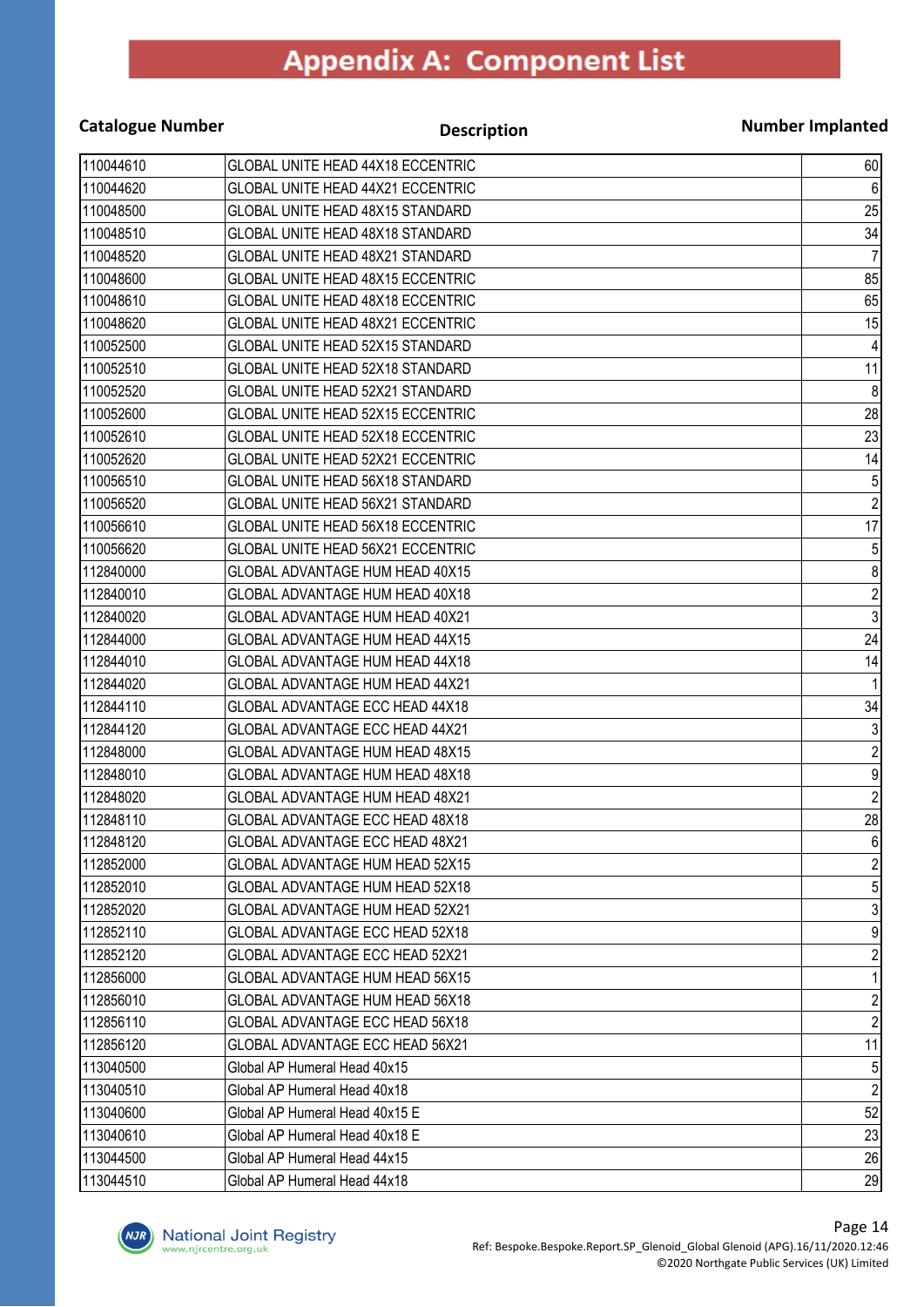# Appendix A: Component List

| Catalogue Number | Description | Number Implanted |
|---|---|---|
| 110044610 | GLOBAL UNITE HEAD 44X18 ECCENTRIC | 60 |
| 110044620 | GLOBAL UNITE HEAD 44X21 ECCENTRIC | 6 |
| 110048500 | GLOBAL UNITE HEAD 48X15 STANDARD | 25 |
| 110048510 | GLOBAL UNITE HEAD 48X18 STANDARD | 34 |
| 110048520 | GLOBAL UNITE HEAD 48X21 STANDARD | 7 |
| 110048600 | GLOBAL UNITE HEAD 48X15 ECCENTRIC | 85 |
| 110048610 | GLOBAL UNITE HEAD 48X18 ECCENTRIC | 65 |
| 110048620 | GLOBAL UNITE HEAD 48X21 ECCENTRIC | 15 |
| 110052500 | GLOBAL UNITE HEAD 52X15 STANDARD | 4 |
| 110052510 | GLOBAL UNITE HEAD 52X18 STANDARD | 11 |
| 110052520 | GLOBAL UNITE HEAD 52X21 STANDARD | 8 |
| 110052600 | GLOBAL UNITE HEAD 52X15 ECCENTRIC | 28 |
| 110052610 | GLOBAL UNITE HEAD 52X18 ECCENTRIC | 23 |
| 110052620 | GLOBAL UNITE HEAD 52X21 ECCENTRIC | 14 |
| 110056510 | GLOBAL UNITE HEAD 56X18 STANDARD | 5 |
| 110056520 | GLOBAL UNITE HEAD 56X21 STANDARD | 2 |
| 110056610 | GLOBAL UNITE HEAD 56X18 ECCENTRIC | 17 |
| 110056620 | GLOBAL UNITE HEAD 56X21 ECCENTRIC | 5 |
| 112840000 | GLOBAL ADVANTAGE HUM HEAD 40X15 | 8 |
| 112840010 | GLOBAL ADVANTAGE HUM HEAD 40X18 | 2 |
| 112840020 | GLOBAL ADVANTAGE HUM HEAD 40X21 | 3 |
| 112844000 | GLOBAL ADVANTAGE HUM HEAD 44X15 | 24 |
| 112844010 | GLOBAL ADVANTAGE HUM HEAD 44X18 | 14 |
| 112844020 | GLOBAL ADVANTAGE HUM HEAD 44X21 | 1 |
| 112844110 | GLOBAL ADVANTAGE ECC HEAD 44X18 | 34 |
| 112844120 | GLOBAL ADVANTAGE ECC HEAD 44X21 | 3 |
| 112848000 | GLOBAL ADVANTAGE HUM HEAD 48X15 | 2 |
| 112848010 | GLOBAL ADVANTAGE HUM HEAD 48X18 | 9 |
| 112848020 | GLOBAL ADVANTAGE HUM HEAD 48X21 | 2 |
| 112848110 | GLOBAL ADVANTAGE ECC HEAD 48X18 | 28 |
| 112848120 | GLOBAL ADVANTAGE ECC HEAD 48X21 | 6 |
| 112852000 | GLOBAL ADVANTAGE HUM HEAD 52X15 | 2 |
| 112852010 | GLOBAL ADVANTAGE HUM HEAD 52X18 | 5 |
| 112852020 | GLOBAL ADVANTAGE HUM HEAD 52X21 | 3 |
| 112852110 | GLOBAL ADVANTAGE ECC HEAD 52X18 | 9 |
| 112852120 | GLOBAL ADVANTAGE ECC HEAD 52X21 | 2 |
| 112856000 | GLOBAL ADVANTAGE HUM HEAD 56X15 | 1 |
| 112856010 | GLOBAL ADVANTAGE HUM HEAD 56X18 | 2 |
| 112856110 | GLOBAL ADVANTAGE ECC HEAD 56X18 | 2 |
| 112856120 | GLOBAL ADVANTAGE ECC HEAD 56X21 | 11 |
| 113040500 | Global AP Humeral Head 40x15 | 5 |
| 113040510 | Global AP Humeral Head 40x18 | 2 |
| 113040600 | Global AP Humeral Head 40x15 E | 52 |
| 113040610 | Global AP Humeral Head 40x18 E | 23 |
| 113044500 | Global AP Humeral Head 44x15 | 26 |
| 113044510 | Global AP Humeral Head 44x18 | 29 |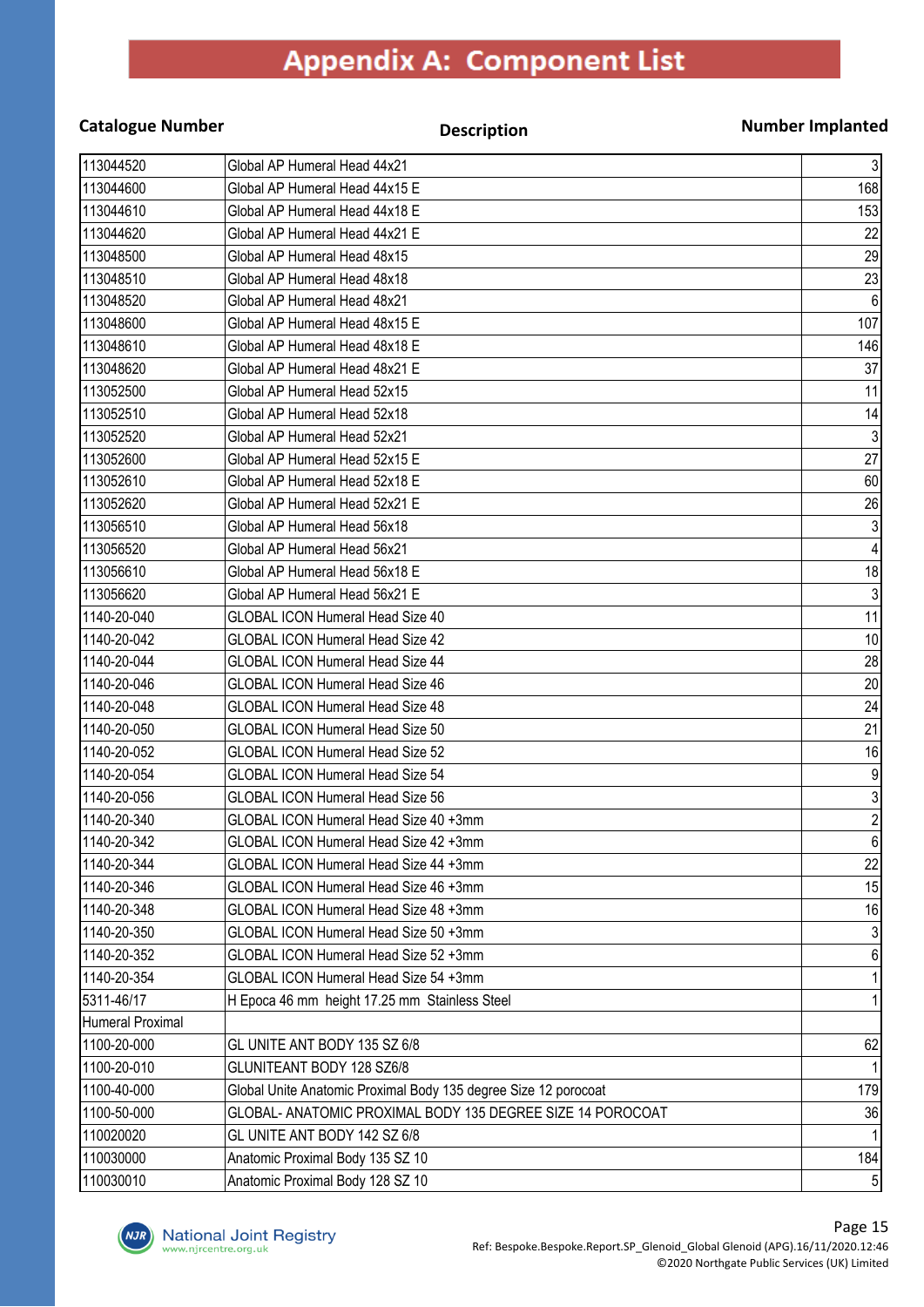# Appendix A: Component List

| Catalogue Number | Description | Number Implanted |
|---|---|---|
| 113044520 | Global AP Humeral Head 44x21 | 3 |
| 113044600 | Global AP Humeral Head 44x15 E | 168 |
| 113044610 | Global AP Humeral Head 44x18 E | 153 |
| 113044620 | Global AP Humeral Head 44x21 E | 22 |
| 113048500 | Global AP Humeral Head 48x15 | 29 |
| 113048510 | Global AP Humeral Head 48x18 | 23 |
| 113048520 | Global AP Humeral Head 48x21 | 6 |
| 113048600 | Global AP Humeral Head 48x15 E | 107 |
| 113048610 | Global AP Humeral Head 48x18 E | 146 |
| 113048620 | Global AP Humeral Head 48x21 E | 37 |
| 113052500 | Global AP Humeral Head 52x15 | 11 |
| 113052510 | Global AP Humeral Head 52x18 | 14 |
| 113052520 | Global AP Humeral Head 52x21 | 3 |
| 113052600 | Global AP Humeral Head 52x15 E | 27 |
| 113052610 | Global AP Humeral Head 52x18 E | 60 |
| 113052620 | Global AP Humeral Head 52x21 E | 26 |
| 113056510 | Global AP Humeral Head 56x18 | 3 |
| 113056520 | Global AP Humeral Head 56x21 | 4 |
| 113056610 | Global AP Humeral Head 56x18 E | 18 |
| 113056620 | Global AP Humeral Head 56x21 E | 3 |
| 1140-20-040 | GLOBAL ICON Humeral Head Size 40 | 11 |
| 1140-20-042 | GLOBAL ICON Humeral Head Size 42 | 10 |
| 1140-20-044 | GLOBAL ICON Humeral Head Size 44 | 28 |
| 1140-20-046 | GLOBAL ICON Humeral Head Size 46 | 20 |
| 1140-20-048 | GLOBAL ICON Humeral Head Size 48 | 24 |
| 1140-20-050 | GLOBAL ICON Humeral Head Size 50 | 21 |
| 1140-20-052 | GLOBAL ICON Humeral Head Size 52 | 16 |
| 1140-20-054 | GLOBAL ICON Humeral Head Size 54 | 9 |
| 1140-20-056 | GLOBAL ICON Humeral Head Size 56 | 3 |
| 1140-20-340 | GLOBAL ICON Humeral Head Size 40 +3mm | 2 |
| 1140-20-342 | GLOBAL ICON Humeral Head Size 42 +3mm | 6 |
| 1140-20-344 | GLOBAL ICON Humeral Head Size 44 +3mm | 22 |
| 1140-20-346 | GLOBAL ICON Humeral Head Size 46 +3mm | 15 |
| 1140-20-348 | GLOBAL ICON Humeral Head Size 48 +3mm | 16 |
| 1140-20-350 | GLOBAL ICON Humeral Head Size 50 +3mm | 3 |
| 1140-20-352 | GLOBAL ICON Humeral Head Size 52 +3mm | 6 |
| 1140-20-354 | GLOBAL ICON Humeral Head Size 54 +3mm | 1 |
| 5311-46/17 | H Epoca 46 mm height 17.25 mm Stainless Steel | 1 |
| Humeral Proximal | | |
| 1100-20-000 | GL UNITE ANT BODY 135 SZ 6/8 | 62 |
| 1100-20-010 | GLUNITEANT BODY 128 SZ6/8 | 1 |
| 1100-40-000 | Global Unite Anatomic Proximal Body 135 degree Size 12 porocoat | 179 |
| 1100-50-000 | GLOBAL- ANATOMIC PROXIMAL BODY 135 DEGREE SIZE 14 POROCOAT | 36 |
| 110020020 | GL UNITE ANT BODY 142 SZ 6/8 | 1 |
| 110030000 | Anatomic Proximal Body 135 SZ 10 | 184 |
| 110030010 | Anatomic Proximal Body 128 SZ 10 | 5 |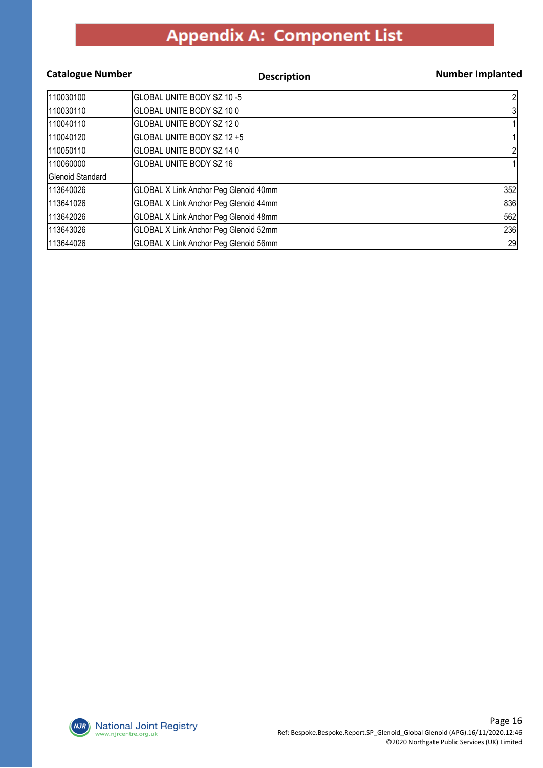# Appendix A: Component List

| Catalogue Number | Description | Number Implanted |
|---|---|---|
| 110030100 | GLOBAL UNITE BODY SZ 10 -5 | 2 |
| 110030110 | GLOBAL UNITE BODY SZ 10 0 | 3 |
| 110040110 | GLOBAL UNITE BODY SZ 12 0 | 1 |
| 110040120 | GLOBAL UNITE BODY SZ 12 +5 | 1 |
| 110050110 | GLOBAL UNITE BODY SZ 14 0 | 2 |
| 110060000 | GLOBAL UNITE BODY SZ 16 | 1 |
| Glenoid Standard | | |
| 113640026 | GLOBAL X Link Anchor Peg Glenoid 40mm | 352 |
| 113641026 | GLOBAL X Link Anchor Peg Glenoid 44mm | 836 |
| 113642026 | GLOBAL X Link Anchor Peg Glenoid 48mm | 562 |
| 113643026 | GLOBAL X Link Anchor Peg Glenoid 52mm | 236 |
| 113644026 | GLOBAL X Link Anchor Peg Glenoid 56mm | 29 |